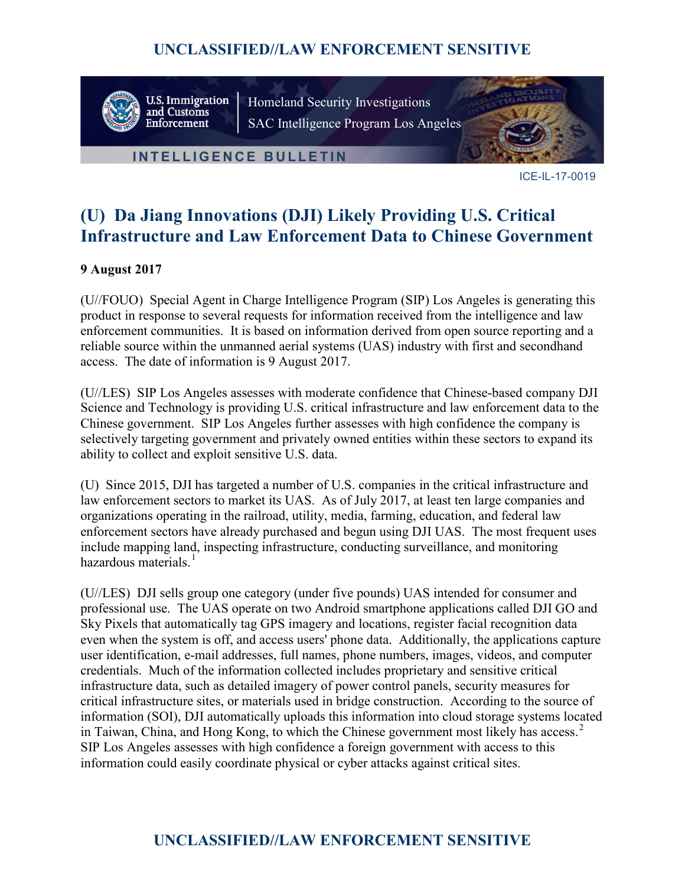UNCLASSIFIED//LAW ENFORCEMENT SENSITIVE

U.S. Immigration and Customs Enforcement | Homeland Security Investigations
SAC Intelligence Program Los Angeles

INTELLIGENCE BULLETIN

ICE-IL-17-0019

# (U) Da Jiang Innovations (DJI) Likely Providing U.S. Critical Infrastructure and Law Enforcement Data to Chinese Government

**9 August 2017**

(U//FOUO) Special Agent in Charge Intelligence Program (SIP) Los Angeles is generating this product in response to several requests for information received from the intelligence and law enforcement communities. It is based on information derived from open source reporting and a reliable source within the unmanned aerial systems (UAS) industry with first and secondhand access. The date of information is 9 August 2017.

(U//LES) SIP Los Angeles assesses with moderate confidence that Chinese-based company DJI Science and Technology is providing U.S. critical infrastructure and law enforcement data to the Chinese government. SIP Los Angeles further assesses with high confidence the company is selectively targeting government and privately owned entities within these sectors to expand its ability to collect and exploit sensitive U.S. data.

(U) Since 2015, DJI has targeted a number of U.S. companies in the critical infrastructure and law enforcement sectors to market its UAS. As of July 2017, at least ten large companies and organizations operating in the railroad, utility, media, farming, education, and federal law enforcement sectors have already purchased and begun using DJI UAS. The most frequent uses include mapping land, inspecting infrastructure, conducting surveillance, and monitoring hazardous materials.[1]

(U//LES) DJI sells group one category (under five pounds) UAS intended for consumer and professional use. The UAS operate on two Android smartphone applications called DJI GO and Sky Pixels that automatically tag GPS imagery and locations, register facial recognition data even when the system is off, and access users' phone data. Additionally, the applications capture user identification, e-mail addresses, full names, phone numbers, images, videos, and computer credentials. Much of the information collected includes proprietary and sensitive critical infrastructure data, such as detailed imagery of power control panels, security measures for critical infrastructure sites, or materials used in bridge construction. According to the source of information (SOI), DJI automatically uploads this information into cloud storage systems located in Taiwan, China, and Hong Kong, to which the Chinese government most likely has access.[2] SIP Los Angeles assesses with high confidence a foreign government with access to this information could easily coordinate physical or cyber attacks against critical sites.

UNCLASSIFIED//LAW ENFORCEMENT SENSITIVE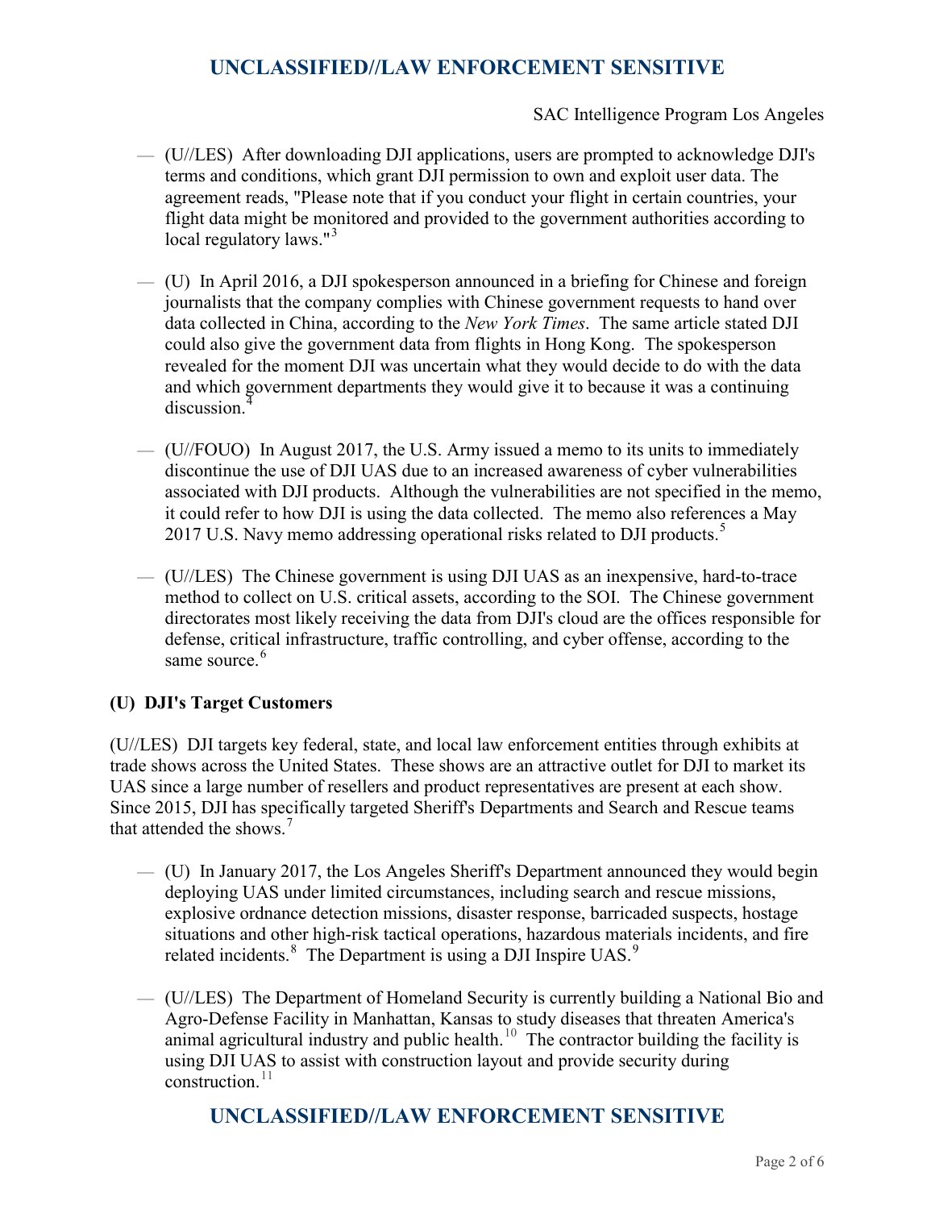— (U//LES) After downloading DJI applications, users are prompted to acknowledge DJI's terms and conditions, which grant DJI permission to own and exploit user data. The agreement reads, "Please note that if you conduct your flight in certain countries, your flight data might be monitored and provided to the government authorities according to local regulatory laws."[3]

— (U) In April 2016, a DJI spokesperson announced in a briefing for Chinese and foreign journalists that the company complies with Chinese government requests to hand over data collected in China, according to the *New York Times*. The same article stated DJI could also give the government data from flights in Hong Kong. The spokesperson revealed for the moment DJI was uncertain what they would decide to do with the data and which government departments they would give it to because it was a continuing discussion.[4]

— (U//FOUO) In August 2017, the U.S. Army issued a memo to its units to immediately discontinue the use of DJI UAS due to an increased awareness of cyber vulnerabilities associated with DJI products. Although the vulnerabilities are not specified in the memo, it could refer to how DJI is using the data collected. The memo also references a May 2017 U.S. Navy memo addressing operational risks related to DJI products.[5]

— (U//LES) The Chinese government is using DJI UAS as an inexpensive, hard-to-trace method to collect on U.S. critical assets, according to the SOI. The Chinese government directorates most likely receiving the data from DJI's cloud are the offices responsible for defense, critical infrastructure, traffic controlling, and cyber offense, according to the same source.[6]

**(U) DJI's Target Customers**

(U//LES) DJI targets key federal, state, and local law enforcement entities through exhibits at trade shows across the United States. These shows are an attractive outlet for DJI to market its UAS since a large number of resellers and product representatives are present at each show. Since 2015, DJI has specifically targeted Sheriff's Departments and Search and Rescue teams that attended the shows.[7]

— (U) In January 2017, the Los Angeles Sheriff's Department announced they would begin deploying UAS under limited circumstances, including search and rescue missions, explosive ordnance detection missions, disaster response, barricaded suspects, hostage situations and other high-risk tactical operations, hazardous materials incidents, and fire related incidents.[8] The Department is using a DJI Inspire UAS.[9]

— (U//LES) The Department of Homeland Security is currently building a National Bio and Agro-Defense Facility in Manhattan, Kansas to study diseases that threaten America's animal agricultural industry and public health.[10] The contractor building the facility is using DJI UAS to assist with construction layout and provide security during construction.[11]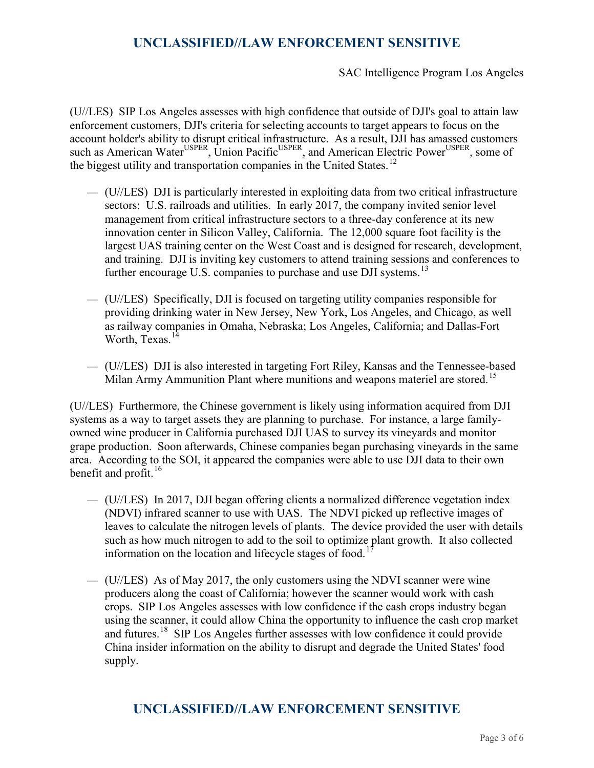(U//LES) SIP Los Angeles assesses with high confidence that outside of DJI's goal to attain law enforcement customers, DJI's criteria for selecting accounts to target appears to focus on the account holder's ability to disrupt critical infrastructure. As a result, DJI has amassed customers such as American Water[USPER], Union Pacific[USPER], and American Electric Power[USPER], some of the biggest utility and transportation companies in the United States.[12]

- (U//LES) DJI is particularly interested in exploiting data from two critical infrastructure sectors: U.S. railroads and utilities. In early 2017, the company invited senior level management from critical infrastructure sectors to a three-day conference at its new innovation center in Silicon Valley, California. The 12,000 square foot facility is the largest UAS training center on the West Coast and is designed for research, development, and training. DJI is inviting key customers to attend training sessions and conferences to further encourage U.S. companies to purchase and use DJI systems.[13]

- (U//LES) Specifically, DJI is focused on targeting utility companies responsible for providing drinking water in New Jersey, New York, Los Angeles, and Chicago, as well as railway companies in Omaha, Nebraska; Los Angeles, California; and Dallas-Fort Worth, Texas.[14]

- (U//LES) DJI is also interested in targeting Fort Riley, Kansas and the Tennessee-based Milan Army Ammunition Plant where munitions and weapons materiel are stored.[15]

(U//LES) Furthermore, the Chinese government is likely using information acquired from DJI systems as a way to target assets they are planning to purchase. For instance, a large family-owned wine producer in California purchased DJI UAS to survey its vineyards and monitor grape production. Soon afterwards, Chinese companies began purchasing vineyards in the same area. According to the SOI, it appeared the companies were able to use DJI data to their own benefit and profit.[16]

- (U//LES) In 2017, DJI began offering clients a normalized difference vegetation index (NDVI) infrared scanner to use with UAS. The NDVI picked up reflective images of leaves to calculate the nitrogen levels of plants. The device provided the user with details such as how much nitrogen to add to the soil to optimize plant growth. It also collected information on the location and lifecycle stages of food.[17]

- (U//LES) As of May 2017, the only customers using the NDVI scanner were wine producers along the coast of California; however the scanner would work with cash crops. SIP Los Angeles assesses with low confidence if the cash crops industry began using the scanner, it could allow China the opportunity to influence the cash crop market and futures.[18] SIP Los Angeles further assesses with low confidence it could provide China insider information on the ability to disrupt and degrade the United States' food supply.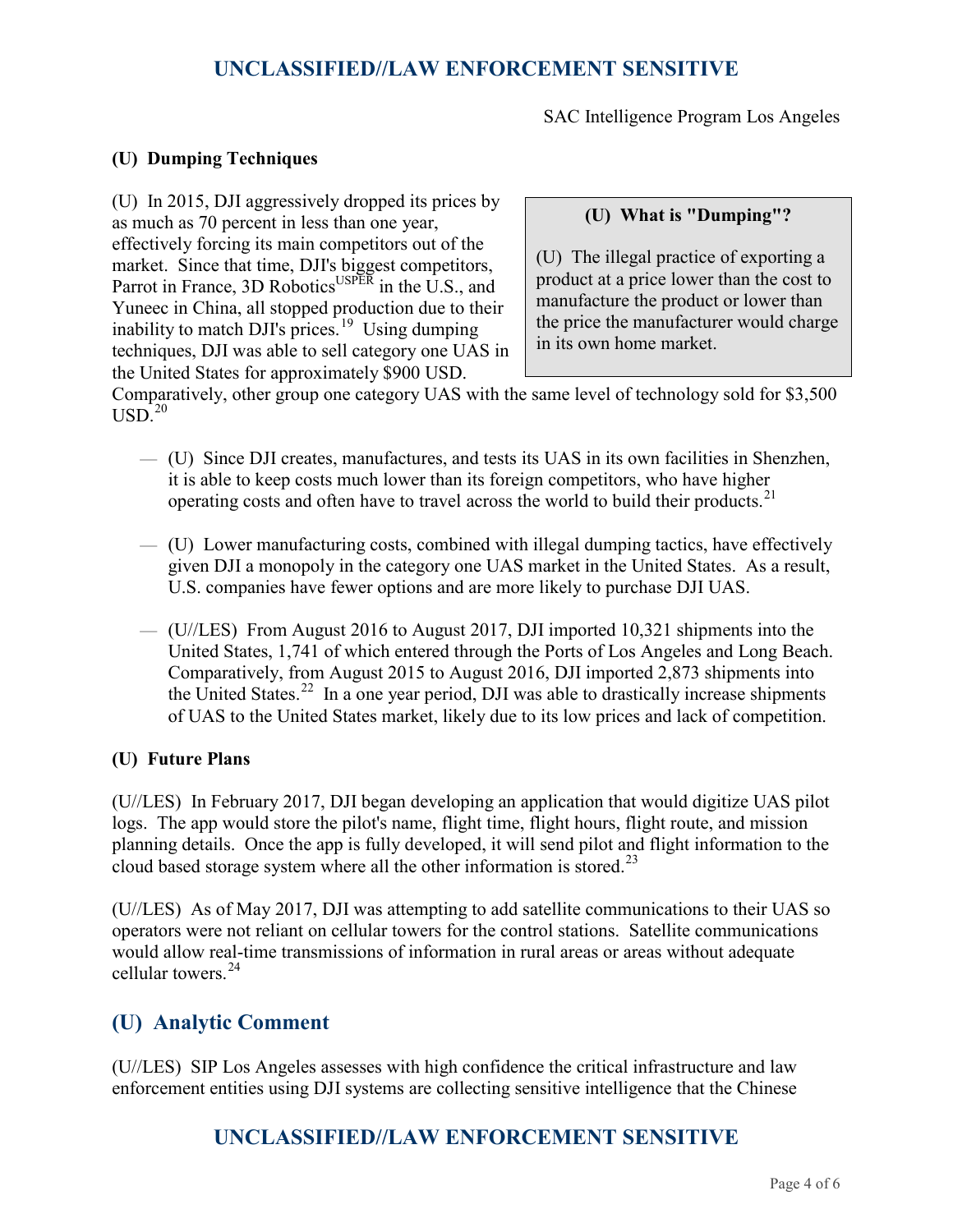SAC Intelligence Program Los Angeles

### (U) Dumping Techniques

(U) In 2015, DJI aggressively dropped its prices by as much as 70 percent in less than one year, effectively forcing its main competitors out of the market. Since that time, DJI's biggest competitors, Parrot in France, 3D Robotics[USPER] in the U.S., and Yuneec in China, all stopped production due to their inability to match DJI's prices.[19] Using dumping techniques, DJI was able to sell category one UAS in the United States for approximately $900 USD. Comparatively, other group one category UAS with the same level of technology sold for $3,500 USD.[20]

> **(U) What is "Dumping"?**
>
> (U) The illegal practice of exporting a product at a price lower than the cost to manufacture the product or lower than the price the manufacturer would charge in its own home market.

- (U) Since DJI creates, manufactures, and tests its UAS in its own facilities in Shenzhen, it is able to keep costs much lower than its foreign competitors, who have higher operating costs and often have to travel across the world to build their products.[21]

- (U) Lower manufacturing costs, combined with illegal dumping tactics, have effectively given DJI a monopoly in the category one UAS market in the United States. As a result, U.S. companies have fewer options and are more likely to purchase DJI UAS.

- (U//LES) From August 2016 to August 2017, DJI imported 10,321 shipments into the United States, 1,741 of which entered through the Ports of Los Angeles and Long Beach. Comparatively, from August 2015 to August 2016, DJI imported 2,873 shipments into the United States.[22] In a one year period, DJI was able to drastically increase shipments of UAS to the United States market, likely due to its low prices and lack of competition.

### (U) Future Plans

(U//LES) In February 2017, DJI began developing an application that would digitize UAS pilot logs. The app would store the pilot's name, flight time, flight hours, flight route, and mission planning details. Once the app is fully developed, it will send pilot and flight information to the cloud based storage system where all the other information is stored.[23]

(U//LES) As of May 2017, DJI was attempting to add satellite communications to their UAS so operators were not reliant on cellular towers for the control stations. Satellite communications would allow real-time transmissions of information in rural areas or areas without adequate cellular towers.[24]

## (U) Analytic Comment

(U//LES) SIP Los Angeles assesses with high confidence the critical infrastructure and law enforcement entities using DJI systems are collecting sensitive intelligence that the Chinese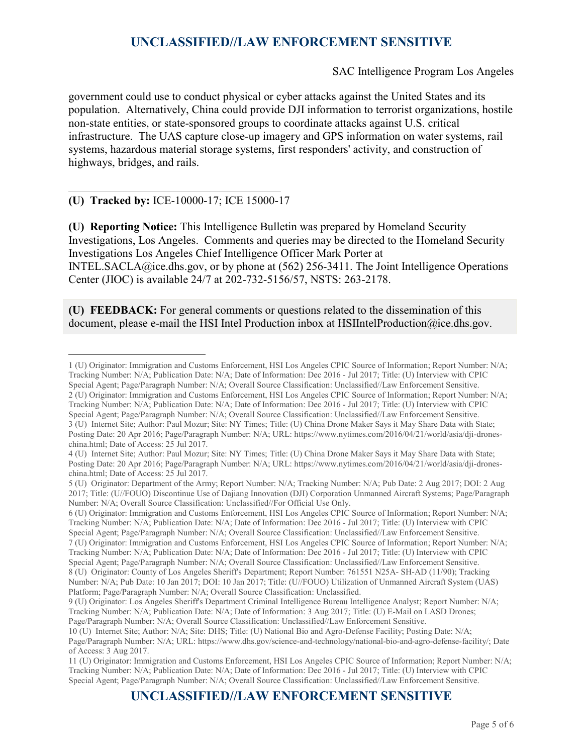government could use to conduct physical or cyber attacks against the United States and its population. Alternatively, China could provide DJI information to terrorist organizations, hostile non-state entities, or state-sponsored groups to coordinate attacks against U.S. critical infrastructure. The UAS capture close-up imagery and GPS information on water systems, rail systems, hazardous material storage systems, first responders' activity, and construction of highways, bridges, and rails.

---

**(U) Tracked by:** ICE-10000-17; ICE 15000-17

**(U) Reporting Notice:** This Intelligence Bulletin was prepared by Homeland Security Investigations, Los Angeles. Comments and queries may be directed to the Homeland Security Investigations Los Angeles Chief Intelligence Officer Mark Porter at INTEL.SACLA@ice.dhs.gov, or by phone at (562) 256-3411. The Joint Intelligence Operations Center (JIOC) is available 24/7 at 202-732-5156/57, NSTS: 263-2178.

**(U) FEEDBACK:** For general comments or questions related to the dissemination of this document, please e-mail the HSI Intel Production inbox at HSIIntelProduction@ice.dhs.gov.

---

1 (U) Originator: Immigration and Customs Enforcement, HSI Los Angeles CPIC Source of Information; Report Number: N/A; Tracking Number: N/A; Publication Date: N/A; Date of Information: Dec 2016 - Jul 2017; Title: (U) Interview with CPIC Special Agent; Page/Paragraph Number: N/A; Overall Source Classification: Unclassified//Law Enforcement Sensitive.

2 (U) Originator: Immigration and Customs Enforcement, HSI Los Angeles CPIC Source of Information; Report Number: N/A; Tracking Number: N/A; Publication Date: N/A; Date of Information: Dec 2016 - Jul 2017; Title: (U) Interview with CPIC Special Agent; Page/Paragraph Number: N/A; Overall Source Classification: Unclassified//Law Enforcement Sensitive.

3 (U) Internet Site; Author: Paul Mozur; Site: NY Times; Title: (U) China Drone Maker Says it May Share Data with State; Posting Date: 20 Apr 2016; Page/Paragraph Number: N/A; URL: https://www.nytimes.com/2016/04/21/world/asia/dji-drones-china.html; Date of Access: 25 Jul 2017.

4 (U) Internet Site; Author: Paul Mozur; Site: NY Times; Title: (U) China Drone Maker Says it May Share Data with State; Posting Date: 20 Apr 2016; Page/Paragraph Number: N/A; URL: https://www.nytimes.com/2016/04/21/world/asia/dji-drones-china.html; Date of Access: 25 Jul 2017.

5 (U) Originator: Department of the Army; Report Number: N/A; Tracking Number: N/A; Pub Date: 2 Aug 2017; DOI: 2 Aug 2017; Title: (U//FOUO) Discontinue Use of Dajiang Innovation (DJI) Corporation Unmanned Aircraft Systems; Page/Paragraph Number: N/A; Overall Source Classification: Unclassified//For Official Use Only.

6 (U) Originator: Immigration and Customs Enforcement, HSI Los Angeles CPIC Source of Information; Report Number: N/A; Tracking Number: N/A; Publication Date: N/A; Date of Information: Dec 2016 - Jul 2017; Title: (U) Interview with CPIC Special Agent; Page/Paragraph Number: N/A; Overall Source Classification: Unclassified//Law Enforcement Sensitive.

7 (U) Originator: Immigration and Customs Enforcement, HSI Los Angeles CPIC Source of Information; Report Number: N/A; Tracking Number: N/A; Publication Date: N/A; Date of Information: Dec 2016 - Jul 2017; Title: (U) Interview with CPIC Special Agent; Page/Paragraph Number: N/A; Overall Source Classification: Unclassified//Law Enforcement Sensitive.

8 (U) Originator: County of Los Angeles Sheriff's Department; Report Number: 761551 N25A- SH-AD (11/90); Tracking Number: N/A; Pub Date: 10 Jan 2017; DOI: 10 Jan 2017; Title: (U//FOUO) Utilization of Unmanned Aircraft System (UAS) Platform; Page/Paragraph Number: N/A; Overall Source Classification: Unclassified.

9 (U) Originator: Los Angeles Sheriff's Department Criminal Intelligence Bureau Intelligence Analyst; Report Number: N/A; Tracking Number: N/A; Publication Date: N/A; Date of Information: 3 Aug 2017; Title: (U) E-Mail on LASD Drones; Page/Paragraph Number: N/A; Overall Source Classification: Unclassified//Law Enforcement Sensitive.

10 (U) Internet Site; Author: N/A; Site: DHS; Title: (U) National Bio and Agro-Defense Facility; Posting Date: N/A; Page/Paragraph Number: N/A; URL: https://www.dhs.gov/science-and-technology/national-bio-and-agro-defense-facility/; Date of Access: 3 Aug 2017.

11 (U) Originator: Immigration and Customs Enforcement, HSI Los Angeles CPIC Source of Information; Report Number: N/A; Tracking Number: N/A; Publication Date: N/A; Date of Information: Dec 2016 - Jul 2017; Title: (U) Interview with CPIC Special Agent; Page/Paragraph Number: N/A; Overall Source Classification: Unclassified//Law Enforcement Sensitive.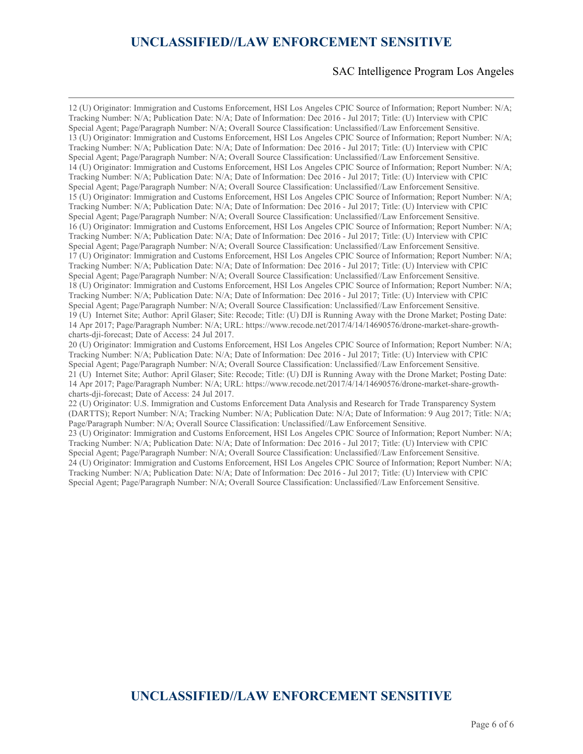12 (U) Originator: Immigration and Customs Enforcement, HSI Los Angeles CPIC Source of Information; Report Number: N/A; Tracking Number: N/A; Publication Date: N/A; Date of Information: Dec 2016 - Jul 2017; Title: (U) Interview with CPIC Special Agent; Page/Paragraph Number: N/A; Overall Source Classification: Unclassified//Law Enforcement Sensitive.

13 (U) Originator: Immigration and Customs Enforcement, HSI Los Angeles CPIC Source of Information; Report Number: N/A; Tracking Number: N/A; Publication Date: N/A; Date of Information: Dec 2016 - Jul 2017; Title: (U) Interview with CPIC Special Agent; Page/Paragraph Number: N/A; Overall Source Classification: Unclassified//Law Enforcement Sensitive.

14 (U) Originator: Immigration and Customs Enforcement, HSI Los Angeles CPIC Source of Information; Report Number: N/A; Tracking Number: N/A; Publication Date: N/A; Date of Information: Dec 2016 - Jul 2017; Title: (U) Interview with CPIC Special Agent; Page/Paragraph Number: N/A; Overall Source Classification: Unclassified//Law Enforcement Sensitive.

15 (U) Originator: Immigration and Customs Enforcement, HSI Los Angeles CPIC Source of Information; Report Number: N/A; Tracking Number: N/A; Publication Date: N/A; Date of Information: Dec 2016 - Jul 2017; Title: (U) Interview with CPIC Special Agent; Page/Paragraph Number: N/A; Overall Source Classification: Unclassified//Law Enforcement Sensitive.

16 (U) Originator: Immigration and Customs Enforcement, HSI Los Angeles CPIC Source of Information; Report Number: N/A; Tracking Number: N/A; Publication Date: N/A; Date of Information: Dec 2016 - Jul 2017; Title: (U) Interview with CPIC Special Agent; Page/Paragraph Number: N/A; Overall Source Classification: Unclassified//Law Enforcement Sensitive.

17 (U) Originator: Immigration and Customs Enforcement, HSI Los Angeles CPIC Source of Information; Report Number: N/A; Tracking Number: N/A; Publication Date: N/A; Date of Information: Dec 2016 - Jul 2017; Title: (U) Interview with CPIC Special Agent; Page/Paragraph Number: N/A; Overall Source Classification: Unclassified//Law Enforcement Sensitive.

18 (U) Originator: Immigration and Customs Enforcement, HSI Los Angeles CPIC Source of Information; Report Number: N/A; Tracking Number: N/A; Publication Date: N/A; Date of Information: Dec 2016 - Jul 2017; Title: (U) Interview with CPIC Special Agent; Page/Paragraph Number: N/A; Overall Source Classification: Unclassified//Law Enforcement Sensitive.

19 (U) Internet Site; Author: April Glaser; Site: Recode; Title: (U) DJI is Running Away with the Drone Market; Posting Date: 14 Apr 2017; Page/Paragraph Number: N/A; URL: https://www.recode.net/2017/4/14/14690576/drone-market-share-growth-charts-dji-forecast; Date of Access: 24 Jul 2017.

20 (U) Originator: Immigration and Customs Enforcement, HSI Los Angeles CPIC Source of Information; Report Number: N/A; Tracking Number: N/A; Publication Date: N/A; Date of Information: Dec 2016 - Jul 2017; Title: (U) Interview with CPIC Special Agent; Page/Paragraph Number: N/A; Overall Source Classification: Unclassified//Law Enforcement Sensitive.

21 (U) Internet Site; Author: April Glaser; Site: Recode; Title: (U) DJI is Running Away with the Drone Market; Posting Date: 14 Apr 2017; Page/Paragraph Number: N/A; URL: https://www.recode.net/2017/4/14/14690576/drone-market-share-growth-charts-dji-forecast; Date of Access: 24 Jul 2017.

22 (U) Originator: U.S. Immigration and Customs Enforcement Data Analysis and Research for Trade Transparency System (DARTTS); Report Number: N/A; Tracking Number: N/A; Publication Date: N/A; Date of Information: 9 Aug 2017; Title: N/A; Page/Paragraph Number: N/A; Overall Source Classification: Unclassified//Law Enforcement Sensitive.

23 (U) Originator: Immigration and Customs Enforcement, HSI Los Angeles CPIC Source of Information; Report Number: N/A; Tracking Number: N/A; Publication Date: N/A; Date of Information: Dec 2016 - Jul 2017; Title: (U) Interview with CPIC Special Agent; Page/Paragraph Number: N/A; Overall Source Classification: Unclassified//Law Enforcement Sensitive.

24 (U) Originator: Immigration and Customs Enforcement, HSI Los Angeles CPIC Source of Information; Report Number: N/A; Tracking Number: N/A; Publication Date: N/A; Date of Information: Dec 2016 - Jul 2017; Title: (U) Interview with CPIC Special Agent; Page/Paragraph Number: N/A; Overall Source Classification: Unclassified//Law Enforcement Sensitive.